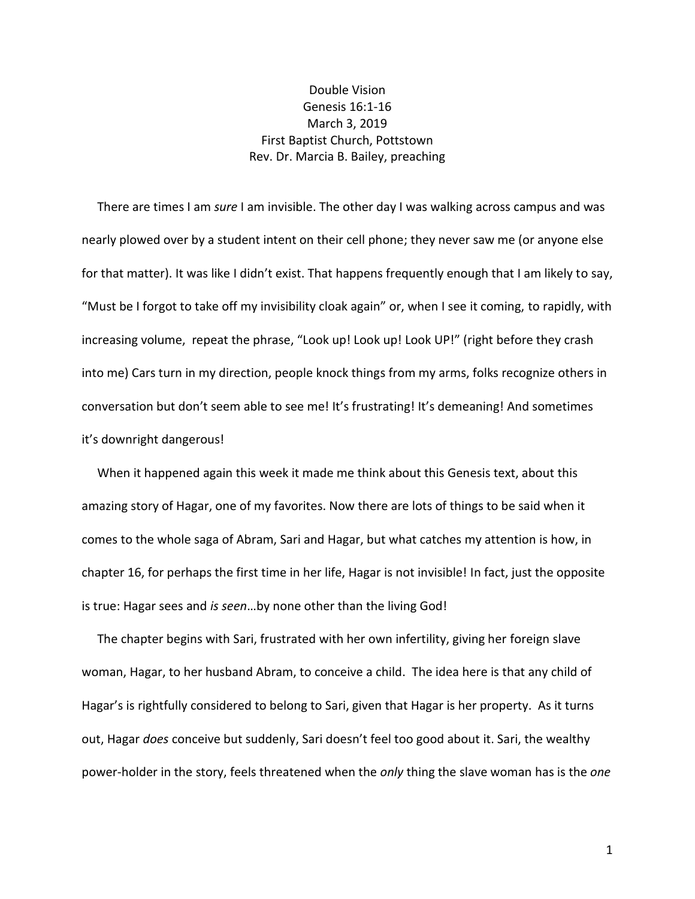# Double Vision

Genesis 16:1-16
March 3, 2019
First Baptist Church, Pottstown
Rev. Dr. Marcia B. Bailey, preaching

There are times I am *sure* I am invisible. The other day I was walking across campus and was nearly plowed over by a student intent on their cell phone; they never saw me (or anyone else for that matter). It was like I didn't exist. That happens frequently enough that I am likely to say, "Must be I forgot to take off my invisibility cloak again" or, when I see it coming, to rapidly, with increasing volume, repeat the phrase, "Look up! Look up! Look UP!" (right before they crash into me) Cars turn in my direction, people knock things from my arms, folks recognize others in conversation but don't seem able to see me! It's frustrating! It's demeaning! And sometimes it's downright dangerous!

When it happened again this week it made me think about this Genesis text, about this amazing story of Hagar, one of my favorites. Now there are lots of things to be said when it comes to the whole saga of Abram, Sari and Hagar, but what catches my attention is how, in chapter 16, for perhaps the first time in her life, Hagar is not invisible! In fact, just the opposite is true: Hagar sees and *is seen*…by none other than the living God!

The chapter begins with Sari, frustrated with her own infertility, giving her foreign slave woman, Hagar, to her husband Abram, to conceive a child. The idea here is that any child of Hagar's is rightfully considered to belong to Sari, given that Hagar is her property. As it turns out, Hagar *does* conceive but suddenly, Sari doesn't feel too good about it. Sari, the wealthy power-holder in the story, feels threatened when the *only* thing the slave woman has is the *one*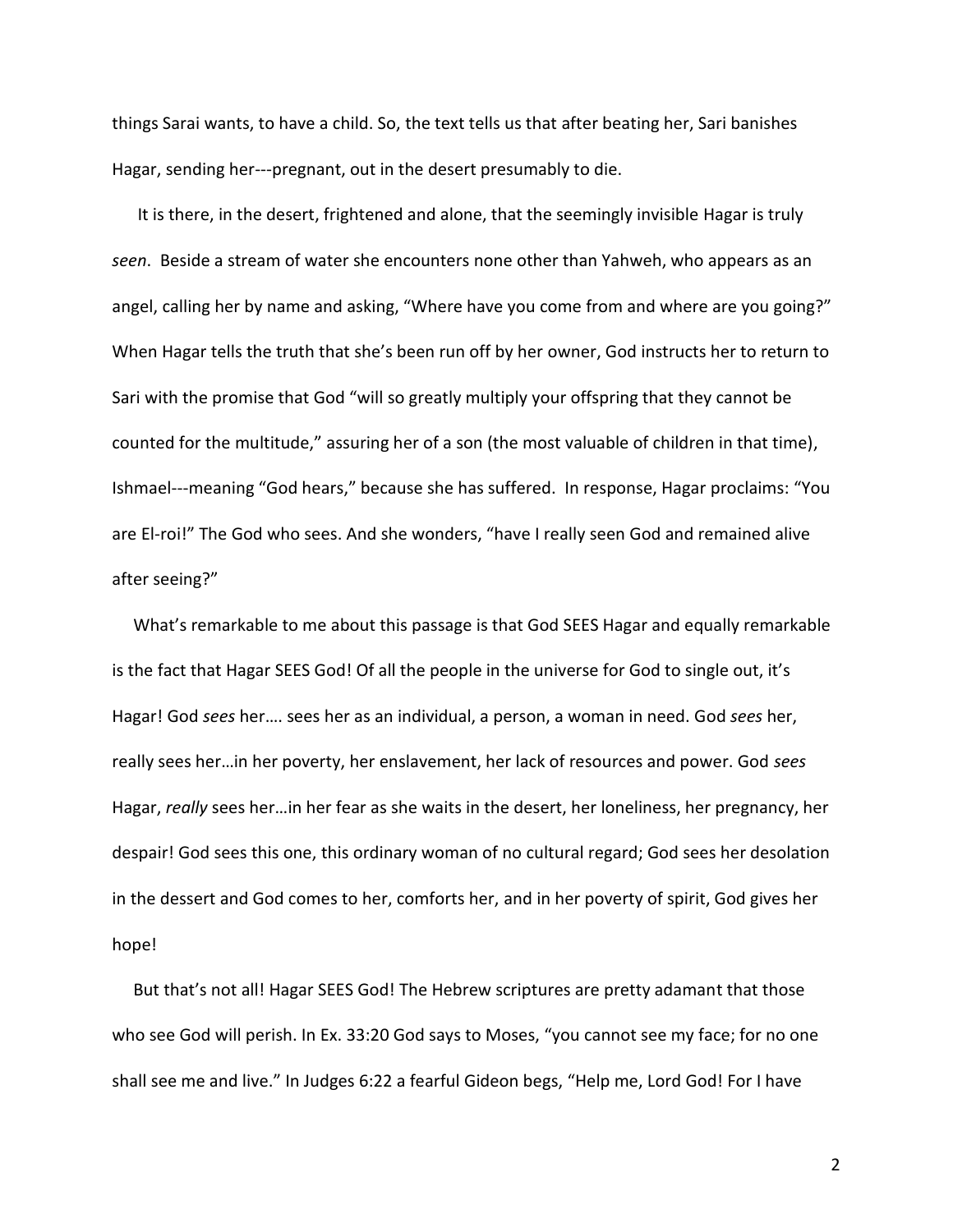things Sarai wants, to have a child. So, the text tells us that after beating her, Sari banishes Hagar, sending her---pregnant, out in the desert presumably to die.

It is there, in the desert, frightened and alone, that the seemingly invisible Hagar is truly *seen*. Beside a stream of water she encounters none other than Yahweh, who appears as an angel, calling her by name and asking, "Where have you come from and where are you going?" When Hagar tells the truth that she's been run off by her owner, God instructs her to return to Sari with the promise that God "will so greatly multiply your offspring that they cannot be counted for the multitude," assuring her of a son (the most valuable of children in that time), Ishmael---meaning "God hears," because she has suffered. In response, Hagar proclaims: "You are El-roi!" The God who sees. And she wonders, "have I really seen God and remained alive after seeing?"

What's remarkable to me about this passage is that God SEES Hagar and equally remarkable is the fact that Hagar SEES God! Of all the people in the universe for God to single out, it's Hagar! God *sees* her…. sees her as an individual, a person, a woman in need. God *sees* her, really sees her…in her poverty, her enslavement, her lack of resources and power. God *sees* Hagar, *really* sees her…in her fear as she waits in the desert, her loneliness, her pregnancy, her despair! God sees this one, this ordinary woman of no cultural regard; God sees her desolation in the dessert and God comes to her, comforts her, and in her poverty of spirit, God gives her hope!

But that's not all! Hagar SEES God! The Hebrew scriptures are pretty adamant that those who see God will perish. In Ex. 33:20 God says to Moses, "you cannot see my face; for no one shall see me and live." In Judges 6:22 a fearful Gideon begs, "Help me, Lord God! For I have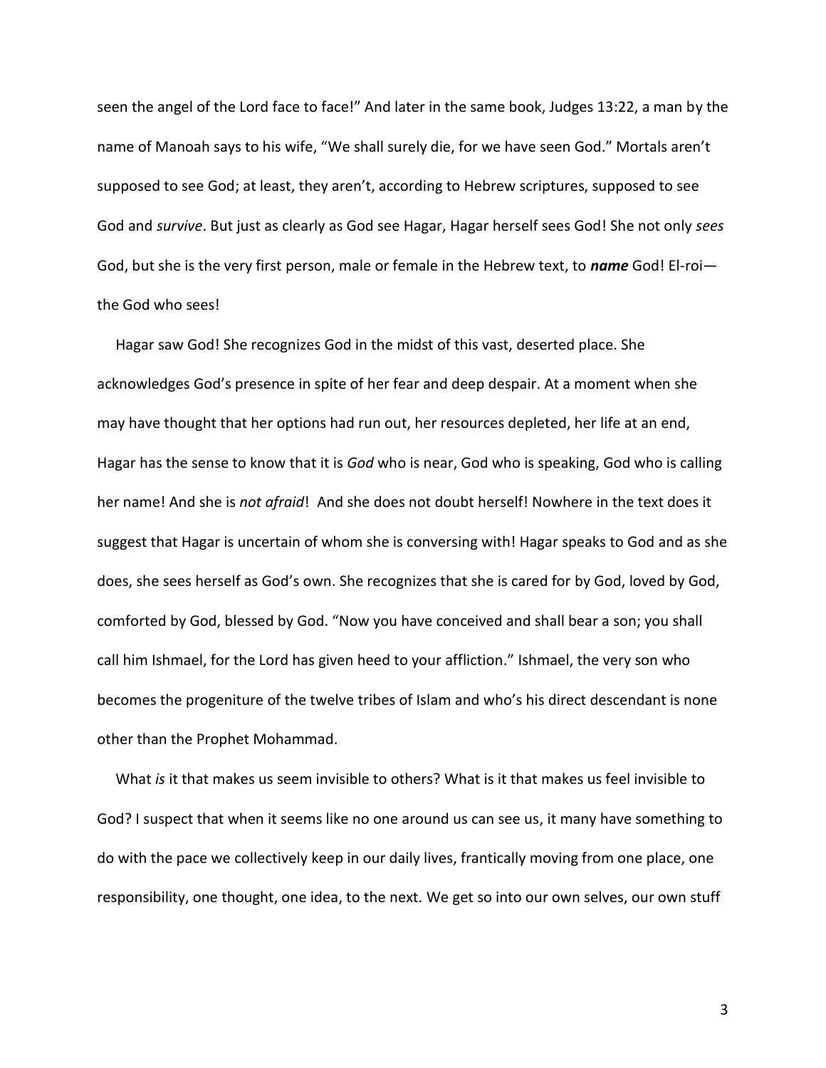seen the angel of the Lord face to face!" And later in the same book, Judges 13:22, a man by the name of Manoah says to his wife, "We shall surely die, for we have seen God." Mortals aren't supposed to see God; at least, they aren't, according to Hebrew scriptures, supposed to see God and *survive*. But just as clearly as God see Hagar, Hagar herself sees God! She not only *sees* God, but she is the very first person, male or female in the Hebrew text, to ***name*** God! El-roi—the God who sees!

Hagar saw God! She recognizes God in the midst of this vast, deserted place. She acknowledges God's presence in spite of her fear and deep despair. At a moment when she may have thought that her options had run out, her resources depleted, her life at an end, Hagar has the sense to know that it is *God* who is near, God who is speaking, God who is calling her name! And she is *not afraid*! And she does not doubt herself! Nowhere in the text does it suggest that Hagar is uncertain of whom she is conversing with! Hagar speaks to God and as she does, she sees herself as God's own. She recognizes that she is cared for by God, loved by God, comforted by God, blessed by God. "Now you have conceived and shall bear a son; you shall call him Ishmael, for the Lord has given heed to your affliction." Ishmael, the very son who becomes the progeniture of the twelve tribes of Islam and who's his direct descendant is none other than the Prophet Mohammad.

What *is* it that makes us seem invisible to others? What is it that makes us feel invisible to God? I suspect that when it seems like no one around us can see us, it many have something to do with the pace we collectively keep in our daily lives, frantically moving from one place, one responsibility, one thought, one idea, to the next. We get so into our own selves, our own stuff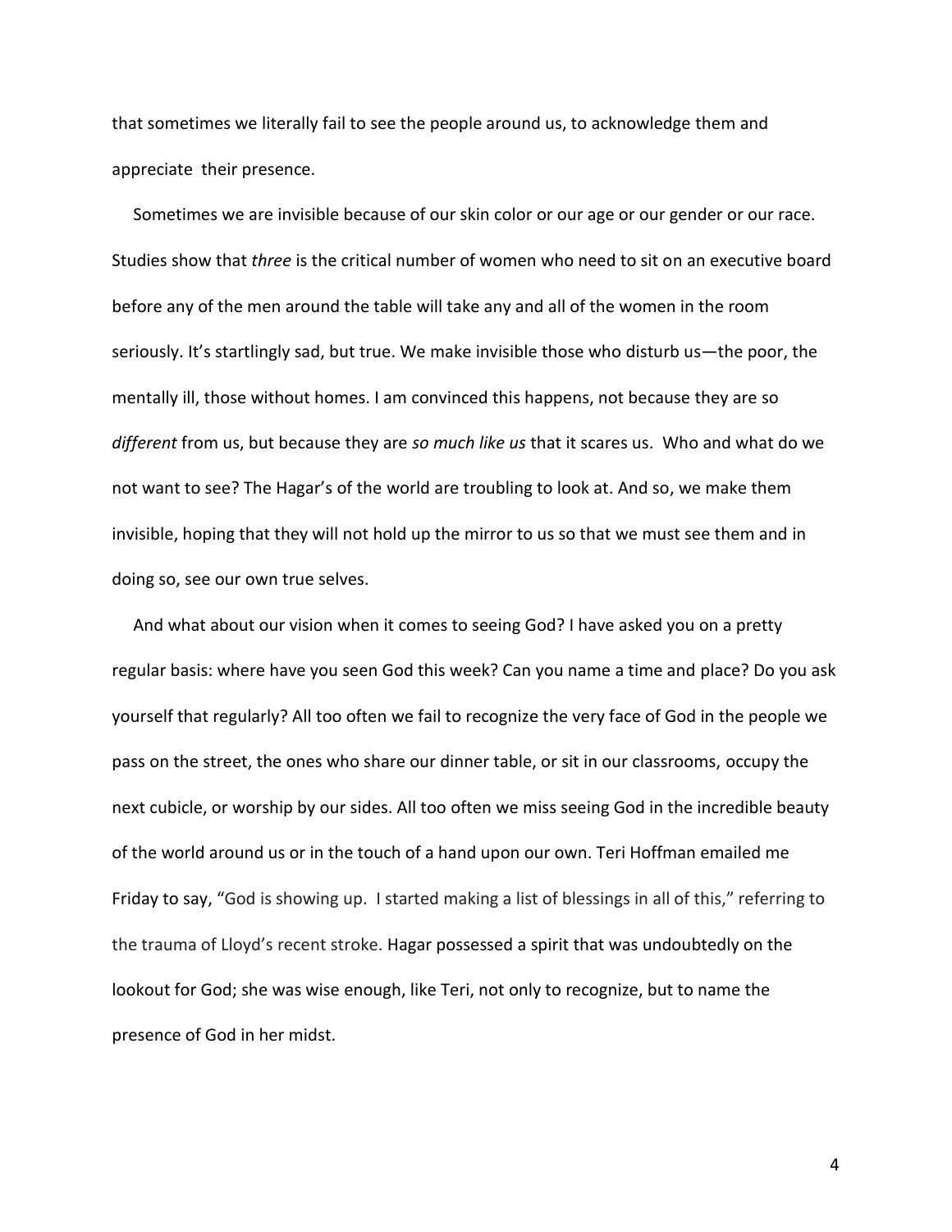that sometimes we literally fail to see the people around us, to acknowledge them and appreciate their presence.

Sometimes we are invisible because of our skin color or our age or our gender or our race. Studies show that *three* is the critical number of women who need to sit on an executive board before any of the men around the table will take any and all of the women in the room seriously. It's startlingly sad, but true. We make invisible those who disturb us—the poor, the mentally ill, those without homes. I am convinced this happens, not because they are so *different* from us, but because they are *so much like us* that it scares us. Who and what do we not want to see? The Hagar's of the world are troubling to look at. And so, we make them invisible, hoping that they will not hold up the mirror to us so that we must see them and in doing so, see our own true selves.

And what about our vision when it comes to seeing God? I have asked you on a pretty regular basis: where have you seen God this week? Can you name a time and place? Do you ask yourself that regularly? All too often we fail to recognize the very face of God in the people we pass on the street, the ones who share our dinner table, or sit in our classrooms, occupy the next cubicle, or worship by our sides. All too often we miss seeing God in the incredible beauty of the world around us or in the touch of a hand upon our own. Teri Hoffman emailed me Friday to say, "God is showing up. I started making a list of blessings in all of this," referring to the trauma of Lloyd's recent stroke. Hagar possessed a spirit that was undoubtedly on the lookout for God; she was wise enough, like Teri, not only to recognize, but to name the presence of God in her midst.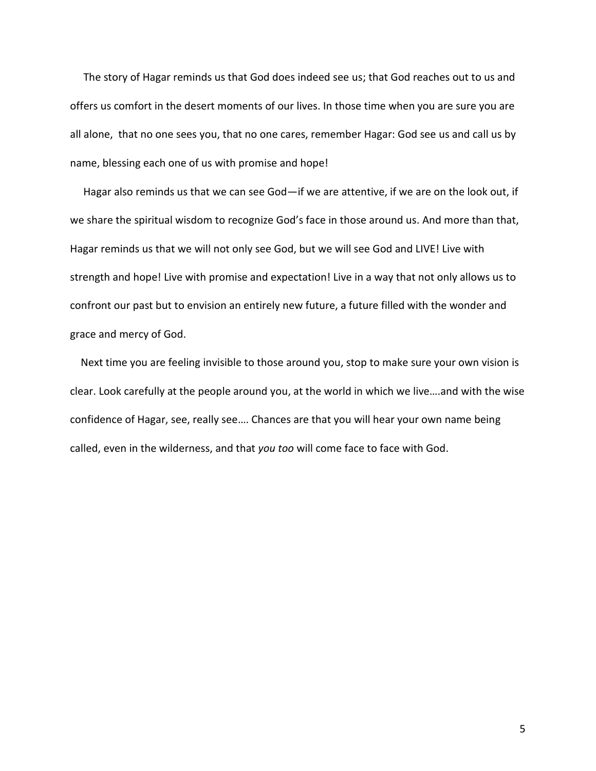The story of Hagar reminds us that God does indeed see us; that God reaches out to us and offers us comfort in the desert moments of our lives. In those time when you are sure you are all alone, that no one sees you, that no one cares, remember Hagar: God see us and call us by name, blessing each one of us with promise and hope!

Hagar also reminds us that we can see God—if we are attentive, if we are on the look out, if we share the spiritual wisdom to recognize God's face in those around us. And more than that, Hagar reminds us that we will not only see God, but we will see God and LIVE! Live with strength and hope! Live with promise and expectation! Live in a way that not only allows us to confront our past but to envision an entirely new future, a future filled with the wonder and grace and mercy of God.

Next time you are feeling invisible to those around you, stop to make sure your own vision is clear. Look carefully at the people around you, at the world in which we live….and with the wise confidence of Hagar, see, really see…. Chances are that you will hear your own name being called, even in the wilderness, and that *you too* will come face to face with God.